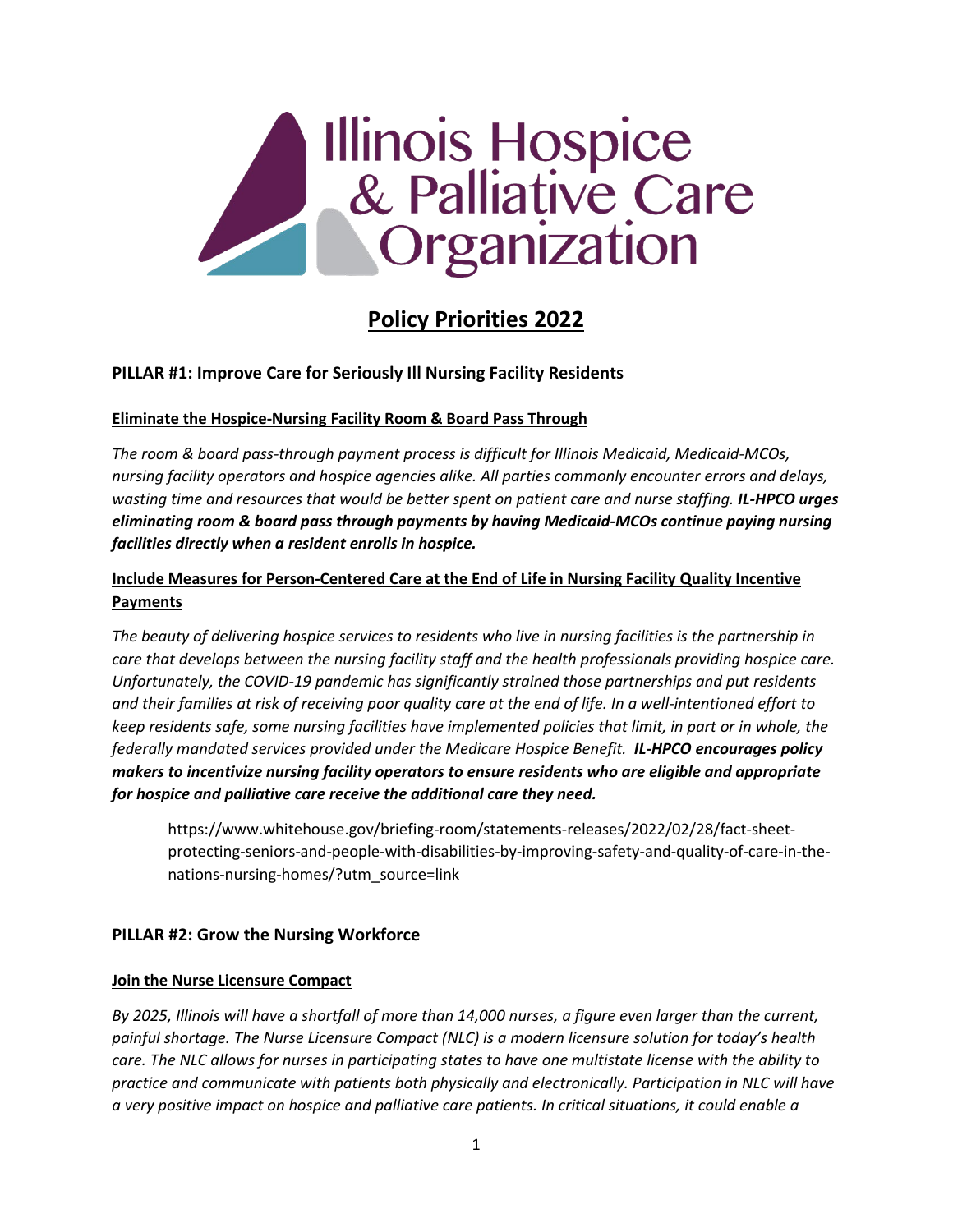Illinois Hospice & Palliative Care Organization

# Policy Priorities 2022

## PILLAR #1: Improve Care for Seriously Ill Nursing Facility Residents

### Eliminate the Hospice-Nursing Facility Room & Board Pass Through

*The room & board pass-through payment process is difficult for Illinois Medicaid, Medicaid-MCOs, nursing facility operators and hospice agencies alike. All parties commonly encounter errors and delays, wasting time and resources that would be better spent on patient care and nurse staffing.* ***IL-HPCO urges eliminating room & board pass through payments by having Medicaid-MCOs continue paying nursing facilities directly when a resident enrolls in hospice.***

### Include Measures for Person-Centered Care at the End of Life in Nursing Facility Quality Incentive Payments

*The beauty of delivering hospice services to residents who live in nursing facilities is the partnership in care that develops between the nursing facility staff and the health professionals providing hospice care. Unfortunately, the COVID-19 pandemic has significantly strained those partnerships and put residents and their families at risk of receiving poor quality care at the end of life. In a well-intentioned effort to keep residents safe, some nursing facilities have implemented policies that limit, in part or in whole, the federally mandated services provided under the Medicare Hospice Benefit.* ***IL-HPCO encourages policy makers to incentivize nursing facility operators to ensure residents who are eligible and appropriate for hospice and palliative care receive the additional care they need.***

> https://www.whitehouse.gov/briefing-room/statements-releases/2022/02/28/fact-sheet-protecting-seniors-and-people-with-disabilities-by-improving-safety-and-quality-of-care-in-the-nations-nursing-homes/?utm_source=link

## PILLAR #2: Grow the Nursing Workforce

### Join the Nurse Licensure Compact

*By 2025, Illinois will have a shortfall of more than 14,000 nurses, a figure even larger than the current, painful shortage. The Nurse Licensure Compact (NLC) is a modern licensure solution for today's health care. The NLC allows for nurses in participating states to have one multistate license with the ability to practice and communicate with patients both physically and electronically. Participation in NLC will have a very positive impact on hospice and palliative care patients. In critical situations, it could enable a*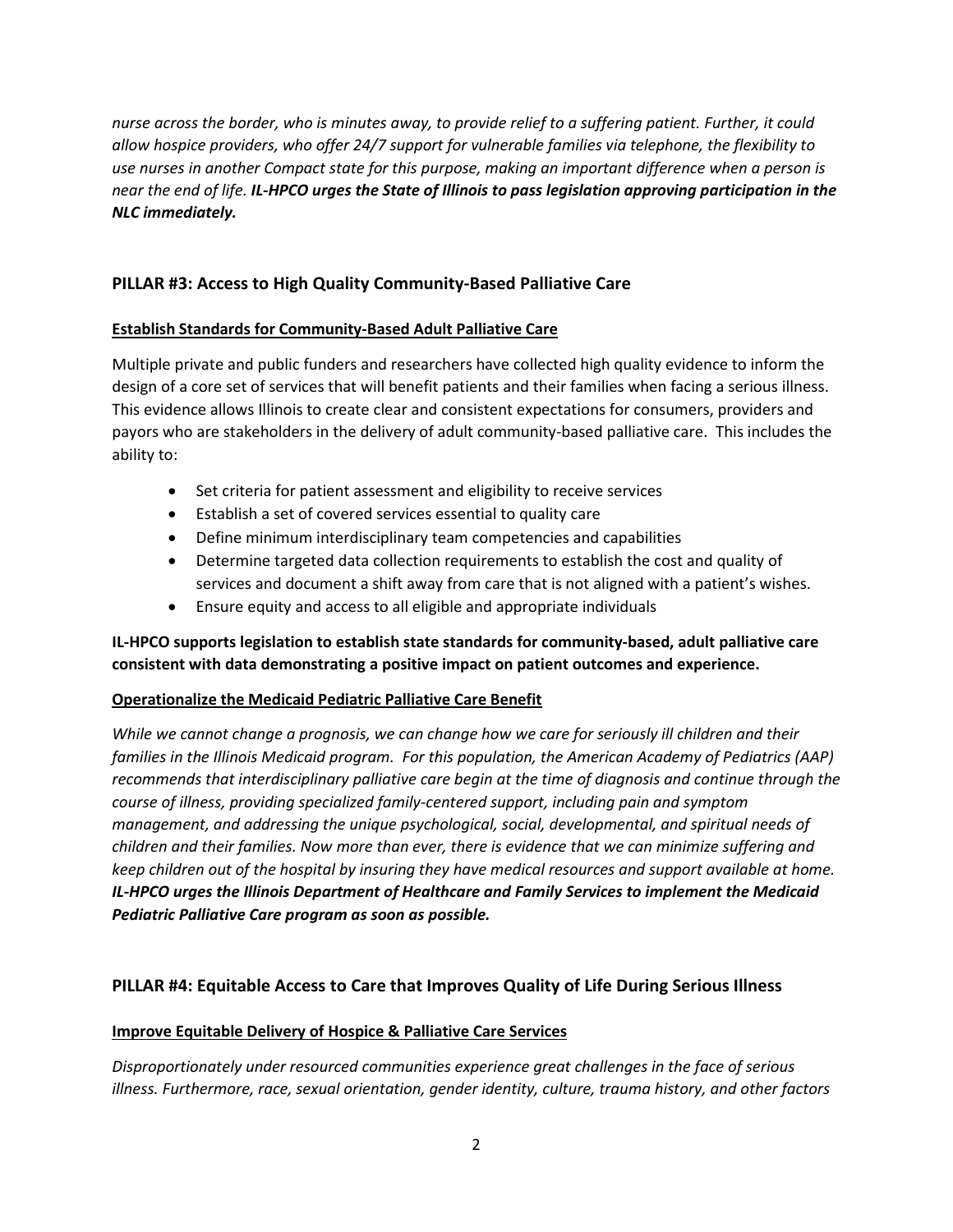*nurse across the border, who is minutes away, to provide relief to a suffering patient. Further, it could allow hospice providers, who offer 24/7 support for vulnerable families via telephone, the flexibility to use nurses in another Compact state for this purpose, making an important difference when a person is near the end of life.* ***IL-HPCO urges the State of Illinois to pass legislation approving participation in the NLC immediately.***

## PILLAR #3: Access to High Quality Community-Based Palliative Care

### Establish Standards for Community-Based Adult Palliative Care

Multiple private and public funders and researchers have collected high quality evidence to inform the design of a core set of services that will benefit patients and their families when facing a serious illness. This evidence allows Illinois to create clear and consistent expectations for consumers, providers and payors who are stakeholders in the delivery of adult community-based palliative care. This includes the ability to:

- Set criteria for patient assessment and eligibility to receive services
- Establish a set of covered services essential to quality care
- Define minimum interdisciplinary team competencies and capabilities
- Determine targeted data collection requirements to establish the cost and quality of services and document a shift away from care that is not aligned with a patient's wishes.
- Ensure equity and access to all eligible and appropriate individuals

**IL-HPCO supports legislation to establish state standards for community-based, adult palliative care consistent with data demonstrating a positive impact on patient outcomes and experience.**

### Operationalize the Medicaid Pediatric Palliative Care Benefit

*While we cannot change a prognosis, we can change how we care for seriously ill children and their families in the Illinois Medicaid program. For this population, the American Academy of Pediatrics (AAP) recommends that interdisciplinary palliative care begin at the time of diagnosis and continue through the course of illness, providing specialized family-centered support, including pain and symptom management, and addressing the unique psychological, social, developmental, and spiritual needs of children and their families. Now more than ever, there is evidence that we can minimize suffering and keep children out of the hospital by insuring they have medical resources and support available at home.* ***IL-HPCO urges the Illinois Department of Healthcare and Family Services to implement the Medicaid Pediatric Palliative Care program as soon as possible.***

## PILLAR #4: Equitable Access to Care that Improves Quality of Life During Serious Illness

### Improve Equitable Delivery of Hospice & Palliative Care Services

*Disproportionately under resourced communities experience great challenges in the face of serious illness. Furthermore, race, sexual orientation, gender identity, culture, trauma history, and other factors*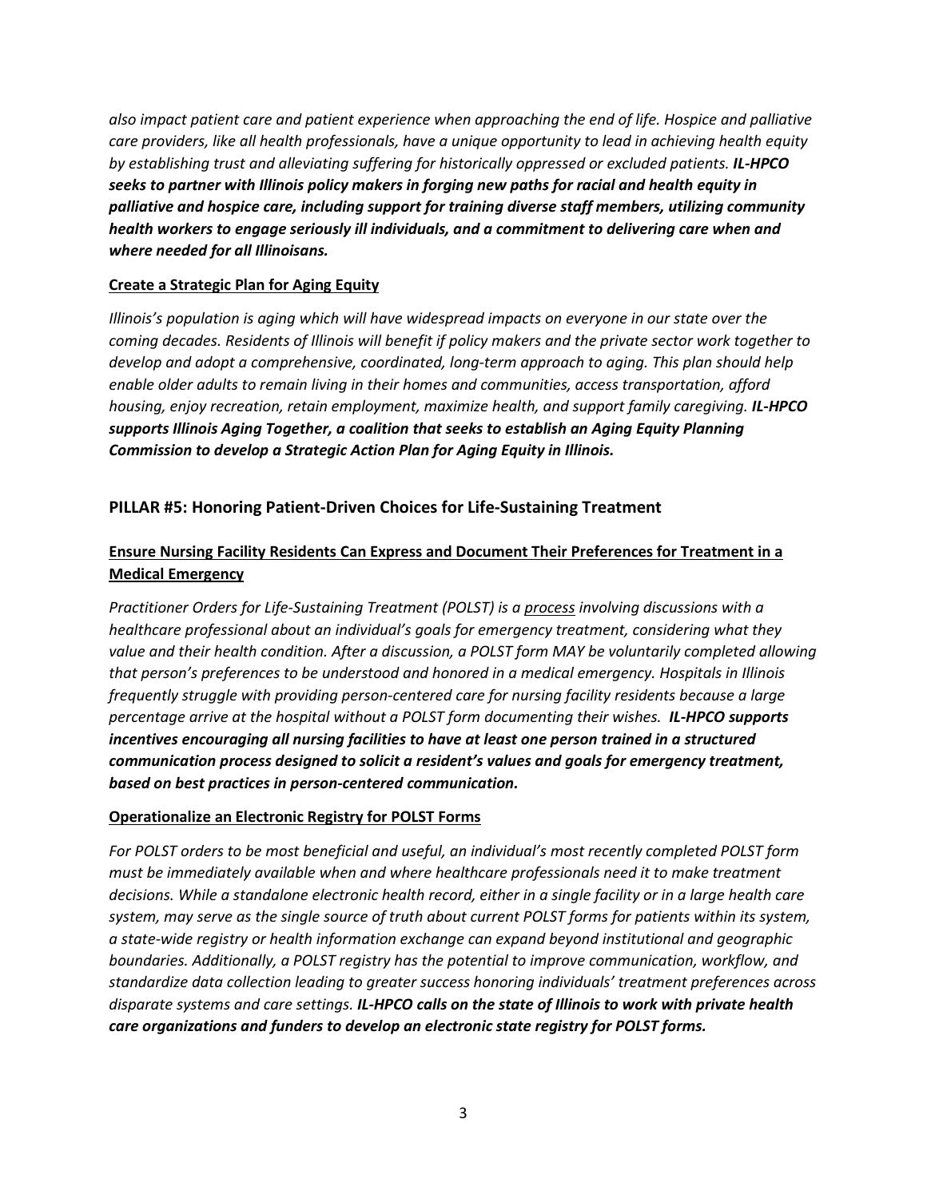*also impact patient care and patient experience when approaching the end of life. Hospice and palliative care providers, like all health professionals, have a unique opportunity to lead in achieving health equity by establishing trust and alleviating suffering for historically oppressed or excluded patients.* ***IL-HPCO seeks to partner with Illinois policy makers in forging new paths for racial and health equity in palliative and hospice care, including support for training diverse staff members, utilizing community health workers to engage seriously ill individuals, and a commitment to delivering care when and where needed for all Illinoisans.***

**Create a Strategic Plan for Aging Equity**

*Illinois's population is aging which will have widespread impacts on everyone in our state over the coming decades. Residents of Illinois will benefit if policy makers and the private sector work together to develop and adopt a comprehensive, coordinated, long-term approach to aging. This plan should help enable older adults to remain living in their homes and communities, access transportation, afford housing, enjoy recreation, retain employment, maximize health, and support family caregiving.* ***IL-HPCO supports Illinois Aging Together, a coalition that seeks to establish an Aging Equity Planning Commission to develop a Strategic Action Plan for Aging Equity in Illinois.***

## PILLAR #5: Honoring Patient-Driven Choices for Life-Sustaining Treatment

**Ensure Nursing Facility Residents Can Express and Document Their Preferences for Treatment in a Medical Emergency**

*Practitioner Orders for Life-Sustaining Treatment (POLST) is a process involving discussions with a healthcare professional about an individual's goals for emergency treatment, considering what they value and their health condition. After a discussion, a POLST form MAY be voluntarily completed allowing that person's preferences to be understood and honored in a medical emergency. Hospitals in Illinois frequently struggle with providing person-centered care for nursing facility residents because a large percentage arrive at the hospital without a POLST form documenting their wishes.* ***IL-HPCO supports incentives encouraging all nursing facilities to have at least one person trained in a structured communication process designed to solicit a resident's values and goals for emergency treatment, based on best practices in person-centered communication.***

**Operationalize an Electronic Registry for POLST Forms**

*For POLST orders to be most beneficial and useful, an individual's most recently completed POLST form must be immediately available when and where healthcare professionals need it to make treatment decisions. While a standalone electronic health record, either in a single facility or in a large health care system, may serve as the single source of truth about current POLST forms for patients within its system, a state-wide registry or health information exchange can expand beyond institutional and geographic boundaries. Additionally, a POLST registry has the potential to improve communication, workflow, and standardize data collection leading to greater success honoring individuals' treatment preferences across disparate systems and care settings.* ***IL-HPCO calls on the state of Illinois to work with private health care organizations and funders to develop an electronic state registry for POLST forms.***